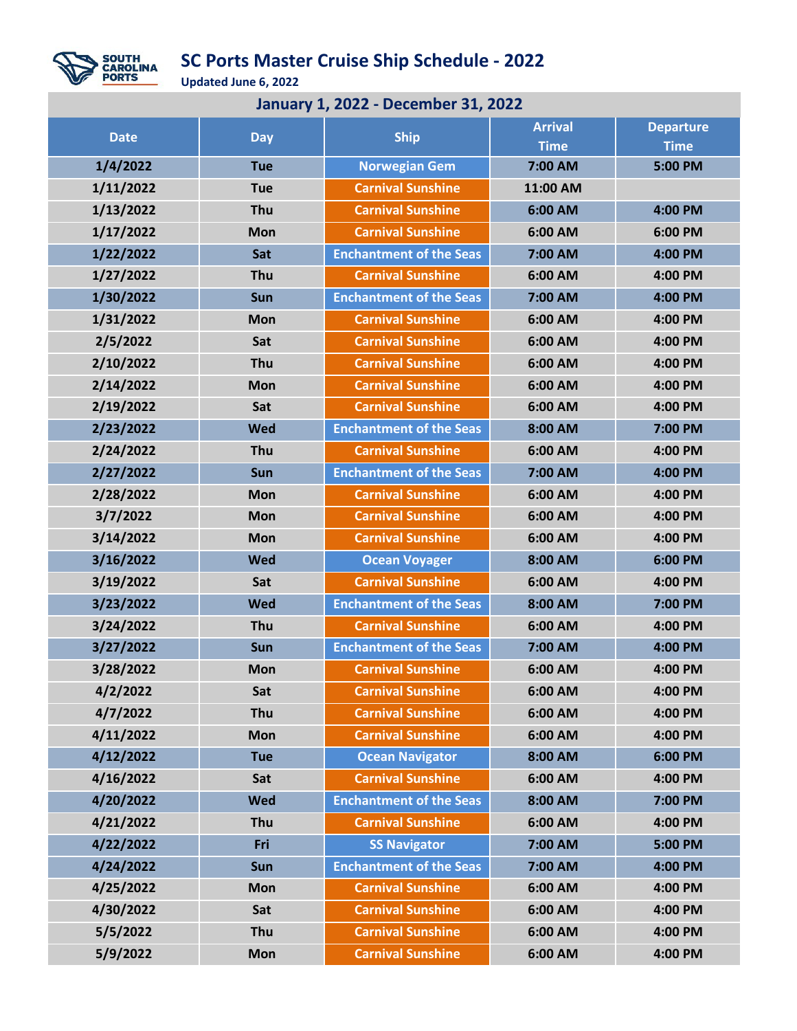SOUTH CAROLINA PORTS

# SC Ports Master Cruise Ship Schedule - 2022

**Updated June 6, 2022**

## January 1, 2022 - December 31, 2022

| Date | Day | Ship | Arrival Time | Departure Time |
|---|---|---|---|---|
| 1/4/2022 | Tue | Norwegian Gem | 7:00 AM | 5:00 PM |
| 1/11/2022 | Tue | Carnival Sunshine | 11:00 AM | |
| 1/13/2022 | Thu | Carnival Sunshine | 6:00 AM | 4:00 PM |
| 1/17/2022 | Mon | Carnival Sunshine | 6:00 AM | 6:00 PM |
| 1/22/2022 | Sat | Enchantment of the Seas | 7:00 AM | 4:00 PM |
| 1/27/2022 | Thu | Carnival Sunshine | 6:00 AM | 4:00 PM |
| 1/30/2022 | Sun | Enchantment of the Seas | 7:00 AM | 4:00 PM |
| 1/31/2022 | Mon | Carnival Sunshine | 6:00 AM | 4:00 PM |
| 2/5/2022 | Sat | Carnival Sunshine | 6:00 AM | 4:00 PM |
| 2/10/2022 | Thu | Carnival Sunshine | 6:00 AM | 4:00 PM |
| 2/14/2022 | Mon | Carnival Sunshine | 6:00 AM | 4:00 PM |
| 2/19/2022 | Sat | Carnival Sunshine | 6:00 AM | 4:00 PM |
| 2/23/2022 | Wed | Enchantment of the Seas | 8:00 AM | 7:00 PM |
| 2/24/2022 | Thu | Carnival Sunshine | 6:00 AM | 4:00 PM |
| 2/27/2022 | Sun | Enchantment of the Seas | 7:00 AM | 4:00 PM |
| 2/28/2022 | Mon | Carnival Sunshine | 6:00 AM | 4:00 PM |
| 3/7/2022 | Mon | Carnival Sunshine | 6:00 AM | 4:00 PM |
| 3/14/2022 | Mon | Carnival Sunshine | 6:00 AM | 4:00 PM |
| 3/16/2022 | Wed | Ocean Voyager | 8:00 AM | 6:00 PM |
| 3/19/2022 | Sat | Carnival Sunshine | 6:00 AM | 4:00 PM |
| 3/23/2022 | Wed | Enchantment of the Seas | 8:00 AM | 7:00 PM |
| 3/24/2022 | Thu | Carnival Sunshine | 6:00 AM | 4:00 PM |
| 3/27/2022 | Sun | Enchantment of the Seas | 7:00 AM | 4:00 PM |
| 3/28/2022 | Mon | Carnival Sunshine | 6:00 AM | 4:00 PM |
| 4/2/2022 | Sat | Carnival Sunshine | 6:00 AM | 4:00 PM |
| 4/7/2022 | Thu | Carnival Sunshine | 6:00 AM | 4:00 PM |
| 4/11/2022 | Mon | Carnival Sunshine | 6:00 AM | 4:00 PM |
| 4/12/2022 | Tue | Ocean Navigator | 8:00 AM | 6:00 PM |
| 4/16/2022 | Sat | Carnival Sunshine | 6:00 AM | 4:00 PM |
| 4/20/2022 | Wed | Enchantment of the Seas | 8:00 AM | 7:00 PM |
| 4/21/2022 | Thu | Carnival Sunshine | 6:00 AM | 4:00 PM |
| 4/22/2022 | Fri | SS Navigator | 7:00 AM | 5:00 PM |
| 4/24/2022 | Sun | Enchantment of the Seas | 7:00 AM | 4:00 PM |
| 4/25/2022 | Mon | Carnival Sunshine | 6:00 AM | 4:00 PM |
| 4/30/2022 | Sat | Carnival Sunshine | 6:00 AM | 4:00 PM |
| 5/5/2022 | Thu | Carnival Sunshine | 6:00 AM | 4:00 PM |
| 5/9/2022 | Mon | Carnival Sunshine | 6:00 AM | 4:00 PM |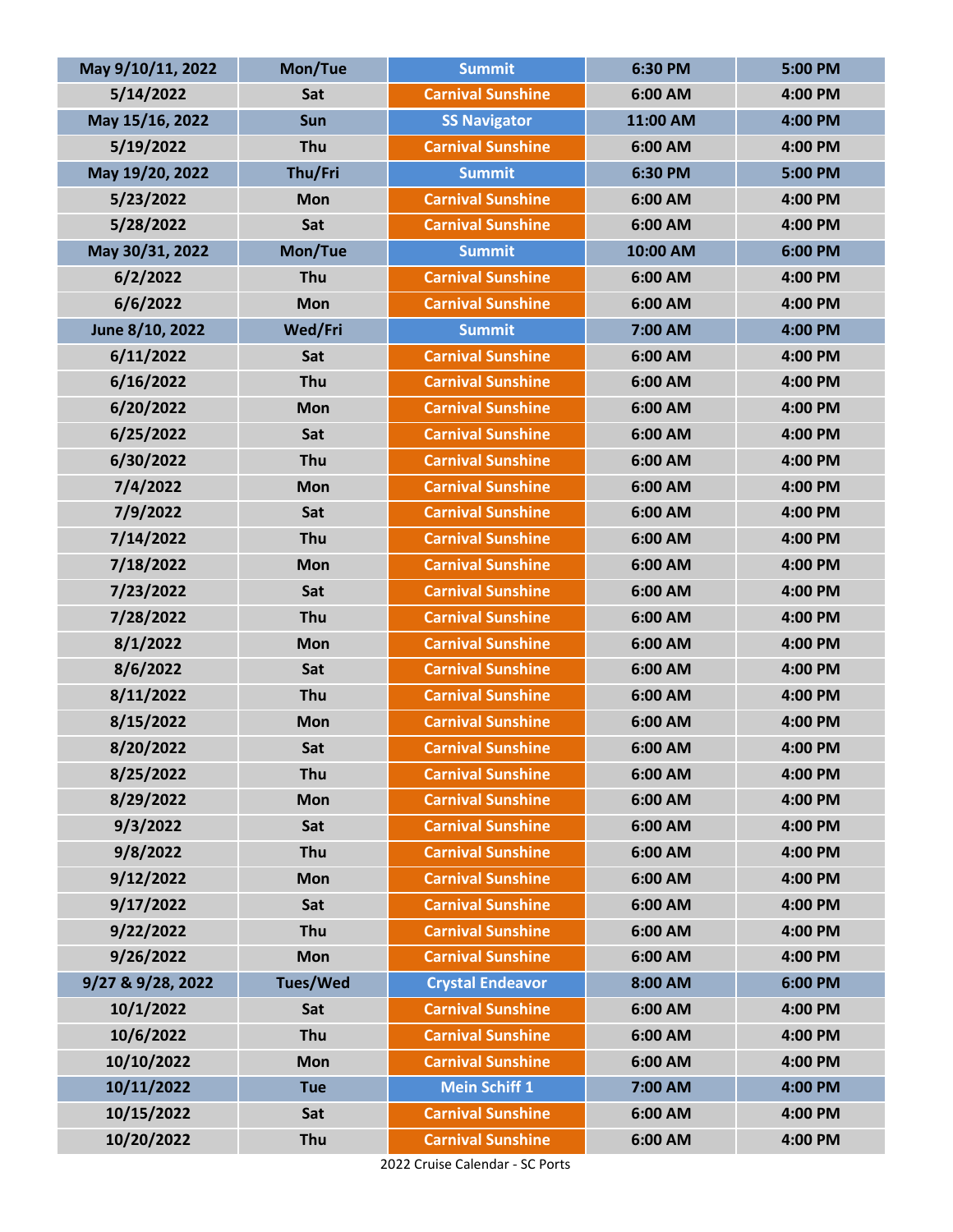| May 9/10/11, 2022 | Mon/Tue | Summit | 6:30 PM | 5:00 PM |
|---|---|---|---|---|
| 5/14/2022 | Sat | Carnival Sunshine | 6:00 AM | 4:00 PM |
| May 15/16, 2022 | Sun | SS Navigator | 11:00 AM | 4:00 PM |
| 5/19/2022 | Thu | Carnival Sunshine | 6:00 AM | 4:00 PM |
| May 19/20, 2022 | Thu/Fri | Summit | 6:30 PM | 5:00 PM |
| 5/23/2022 | Mon | Carnival Sunshine | 6:00 AM | 4:00 PM |
| 5/28/2022 | Sat | Carnival Sunshine | 6:00 AM | 4:00 PM |
| May 30/31, 2022 | Mon/Tue | Summit | 10:00 AM | 6:00 PM |
| 6/2/2022 | Thu | Carnival Sunshine | 6:00 AM | 4:00 PM |
| 6/6/2022 | Mon | Carnival Sunshine | 6:00 AM | 4:00 PM |
| June 8/10, 2022 | Wed/Fri | Summit | 7:00 AM | 4:00 PM |
| 6/11/2022 | Sat | Carnival Sunshine | 6:00 AM | 4:00 PM |
| 6/16/2022 | Thu | Carnival Sunshine | 6:00 AM | 4:00 PM |
| 6/20/2022 | Mon | Carnival Sunshine | 6:00 AM | 4:00 PM |
| 6/25/2022 | Sat | Carnival Sunshine | 6:00 AM | 4:00 PM |
| 6/30/2022 | Thu | Carnival Sunshine | 6:00 AM | 4:00 PM |
| 7/4/2022 | Mon | Carnival Sunshine | 6:00 AM | 4:00 PM |
| 7/9/2022 | Sat | Carnival Sunshine | 6:00 AM | 4:00 PM |
| 7/14/2022 | Thu | Carnival Sunshine | 6:00 AM | 4:00 PM |
| 7/18/2022 | Mon | Carnival Sunshine | 6:00 AM | 4:00 PM |
| 7/23/2022 | Sat | Carnival Sunshine | 6:00 AM | 4:00 PM |
| 7/28/2022 | Thu | Carnival Sunshine | 6:00 AM | 4:00 PM |
| 8/1/2022 | Mon | Carnival Sunshine | 6:00 AM | 4:00 PM |
| 8/6/2022 | Sat | Carnival Sunshine | 6:00 AM | 4:00 PM |
| 8/11/2022 | Thu | Carnival Sunshine | 6:00 AM | 4:00 PM |
| 8/15/2022 | Mon | Carnival Sunshine | 6:00 AM | 4:00 PM |
| 8/20/2022 | Sat | Carnival Sunshine | 6:00 AM | 4:00 PM |
| 8/25/2022 | Thu | Carnival Sunshine | 6:00 AM | 4:00 PM |
| 8/29/2022 | Mon | Carnival Sunshine | 6:00 AM | 4:00 PM |
| 9/3/2022 | Sat | Carnival Sunshine | 6:00 AM | 4:00 PM |
| 9/8/2022 | Thu | Carnival Sunshine | 6:00 AM | 4:00 PM |
| 9/12/2022 | Mon | Carnival Sunshine | 6:00 AM | 4:00 PM |
| 9/17/2022 | Sat | Carnival Sunshine | 6:00 AM | 4:00 PM |
| 9/22/2022 | Thu | Carnival Sunshine | 6:00 AM | 4:00 PM |
| 9/26/2022 | Mon | Carnival Sunshine | 6:00 AM | 4:00 PM |
| 9/27 & 9/28, 2022 | Tues/Wed | Crystal Endeavor | 8:00 AM | 6:00 PM |
| 10/1/2022 | Sat | Carnival Sunshine | 6:00 AM | 4:00 PM |
| 10/6/2022 | Thu | Carnival Sunshine | 6:00 AM | 4:00 PM |
| 10/10/2022 | Mon | Carnival Sunshine | 6:00 AM | 4:00 PM |
| 10/11/2022 | Tue | Mein Schiff 1 | 7:00 AM | 4:00 PM |
| 10/15/2022 | Sat | Carnival Sunshine | 6:00 AM | 4:00 PM |
| 10/20/2022 | Thu | Carnival Sunshine | 6:00 AM | 4:00 PM |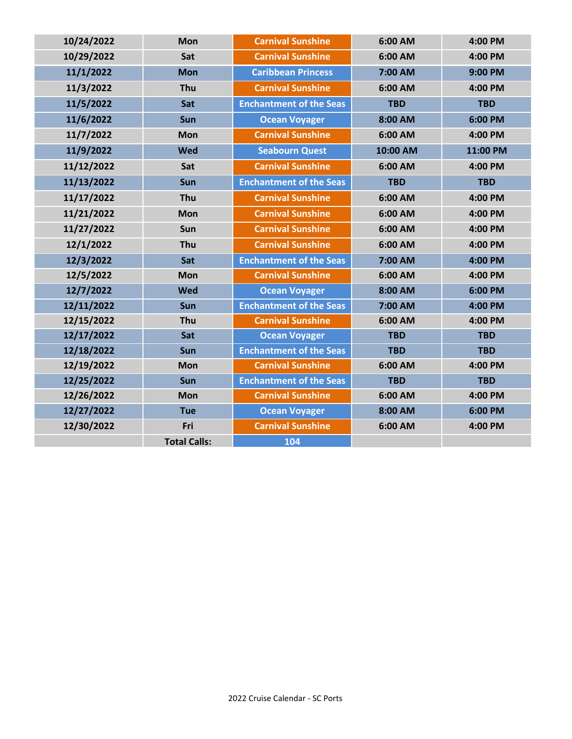| | | | | |
|---|---|---|---|---|
| 10/24/2022 | Mon | Carnival Sunshine | 6:00 AM | 4:00 PM |
| 10/29/2022 | Sat | Carnival Sunshine | 6:00 AM | 4:00 PM |
| 11/1/2022 | Mon | Caribbean Princess | 7:00 AM | 9:00 PM |
| 11/3/2022 | Thu | Carnival Sunshine | 6:00 AM | 4:00 PM |
| 11/5/2022 | Sat | Enchantment of the Seas | TBD | TBD |
| 11/6/2022 | Sun | Ocean Voyager | 8:00 AM | 6:00 PM |
| 11/7/2022 | Mon | Carnival Sunshine | 6:00 AM | 4:00 PM |
| 11/9/2022 | Wed | Seabourn Quest | 10:00 AM | 11:00 PM |
| 11/12/2022 | Sat | Carnival Sunshine | 6:00 AM | 4:00 PM |
| 11/13/2022 | Sun | Enchantment of the Seas | TBD | TBD |
| 11/17/2022 | Thu | Carnival Sunshine | 6:00 AM | 4:00 PM |
| 11/21/2022 | Mon | Carnival Sunshine | 6:00 AM | 4:00 PM |
| 11/27/2022 | Sun | Carnival Sunshine | 6:00 AM | 4:00 PM |
| 12/1/2022 | Thu | Carnival Sunshine | 6:00 AM | 4:00 PM |
| 12/3/2022 | Sat | Enchantment of the Seas | 7:00 AM | 4:00 PM |
| 12/5/2022 | Mon | Carnival Sunshine | 6:00 AM | 4:00 PM |
| 12/7/2022 | Wed | Ocean Voyager | 8:00 AM | 6:00 PM |
| 12/11/2022 | Sun | Enchantment of the Seas | 7:00 AM | 4:00 PM |
| 12/15/2022 | Thu | Carnival Sunshine | 6:00 AM | 4:00 PM |
| 12/17/2022 | Sat | Ocean Voyager | TBD | TBD |
| 12/18/2022 | Sun | Enchantment of the Seas | TBD | TBD |
| 12/19/2022 | Mon | Carnival Sunshine | 6:00 AM | 4:00 PM |
| 12/25/2022 | Sun | Enchantment of the Seas | TBD | TBD |
| 12/26/2022 | Mon | Carnival Sunshine | 6:00 AM | 4:00 PM |
| 12/27/2022 | Tue | Ocean Voyager | 8:00 AM | 6:00 PM |
| 12/30/2022 | Fri | Carnival Sunshine | 6:00 AM | 4:00 PM |
| | **Total Calls:** | 104 | | |